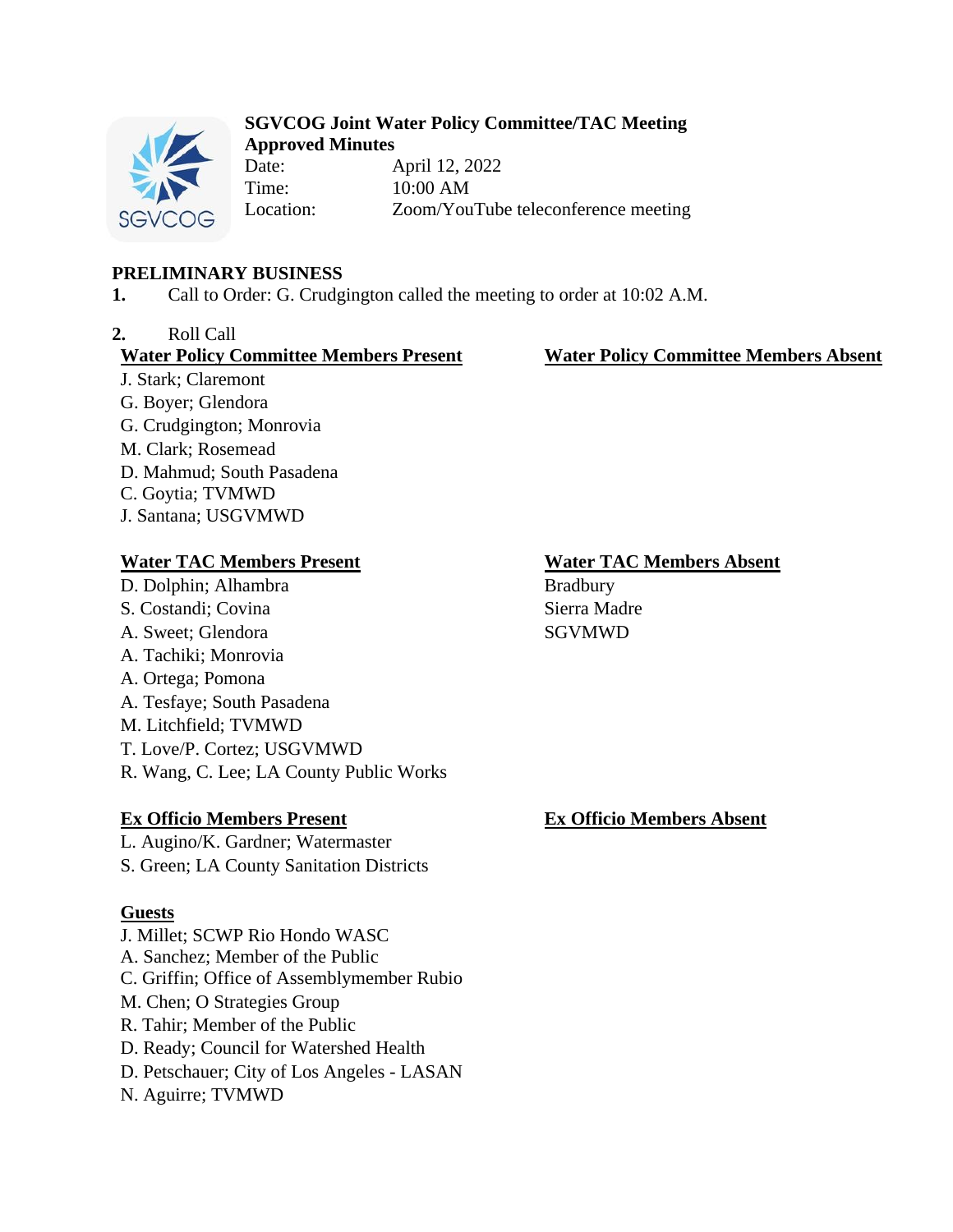**SGVCOG Joint Water Policy Committee/TAC Meeting**
**Approved Minutes**

Date: April 12, 2022
Time: 10:00 AM
Location: Zoom/YouTube teleconference meeting

## PRELIMINARY BUSINESS

**1.** Call to Order: G. Crudgington called the meeting to order at 10:02 A.M.

**2.** Roll Call

| **Water Policy Committee Members Present** | **Water Policy Committee Members Absent** |
|---|---|
| J. Stark; Claremont | |
| G. Boyer; Glendora | |
| G. Crudgington; Monrovia | |
| M. Clark; Rosemead | |
| D. Mahmud; South Pasadena | |
| C. Goytia; TVMWD | |
| J. Santana; USGVMWD | |

| **Water TAC Members Present** | **Water TAC Members Absent** |
|---|---|
| D. Dolphin; Alhambra | Bradbury |
| S. Costandi; Covina | Sierra Madre |
| A. Sweet; Glendora | SGVMWD |
| A. Tachiki; Monrovia | |
| A. Ortega; Pomona | |
| A. Tesfaye; South Pasadena | |
| M. Litchfield; TVMWD | |
| T. Love/P. Cortez; USGVMWD | |
| R. Wang, C. Lee; LA County Public Works | |

| **Ex Officio Members Present** | **Ex Officio Members Absent** |
|---|---|
| L. Augino/K. Gardner; Watermaster | |
| S. Green; LA County Sanitation Districts | |

**Guests**

J. Millet; SCWP Rio Hondo WASC
A. Sanchez; Member of the Public
C. Griffin; Office of Assemblymember Rubio
M. Chen; O Strategies Group
R. Tahir; Member of the Public
D. Ready; Council for Watershed Health
D. Petschauer; City of Los Angeles - LASAN
N. Aguirre; TVMWD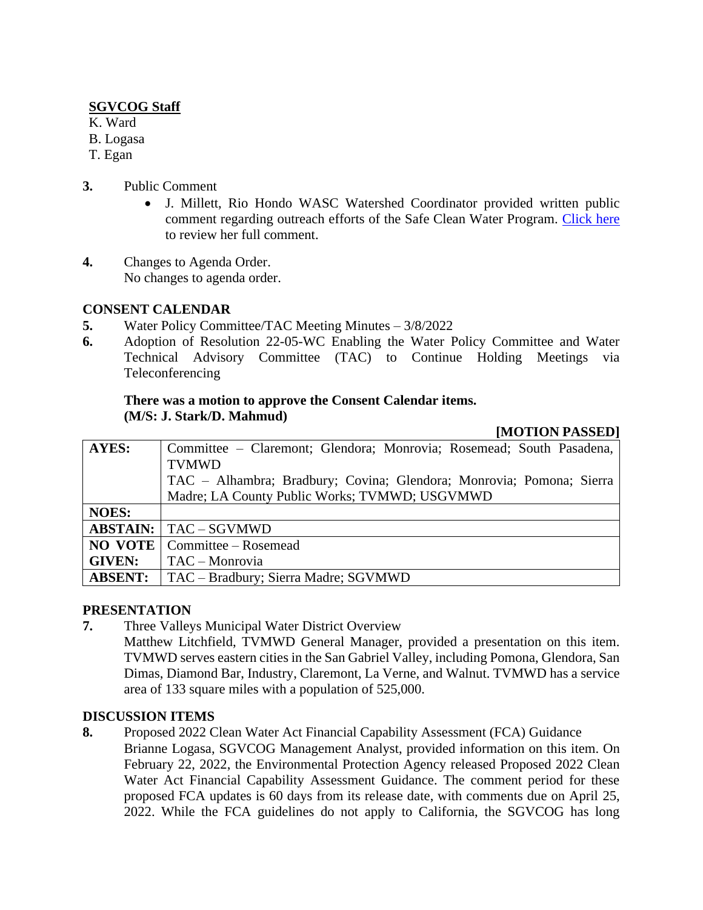**SGVCOG Staff**
K. Ward
B. Logasa
T. Egan

3. Public Comment
   - J. Millett, Rio Hondo WASC Watershed Coordinator provided written public comment regarding outreach efforts of the Safe Clean Water Program. Click here to review her full comment.

4. Changes to Agenda Order.
   No changes to agenda order.

## CONSENT CALENDAR

5. Water Policy Committee/TAC Meeting Minutes – 3/8/2022
6. Adoption of Resolution 22-05-WC Enabling the Water Policy Committee and Water Technical Advisory Committee (TAC) to Continue Holding Meetings via Teleconferencing

**There was a motion to approve the Consent Calendar items.**
**(M/S: J. Stark/D. Mahmud)**

**[MOTION PASSED]**

| | |
|---|---|
| **AYES:** | Committee – Claremont; Glendora; Monrovia; Rosemead; South Pasadena, TVMWD<br>TAC – Alhambra; Bradbury; Covina; Glendora; Monrovia; Pomona; Sierra Madre; LA County Public Works; TVMWD; USGVMWD |
| **NOES:** | |
| **ABSTAIN:** | TAC – SGVMWD |
| **NO VOTE GIVEN:** | Committee – Rosemead<br>TAC – Monrovia |
| **ABSENT:** | TAC – Bradbury; Sierra Madre; SGVMWD |

## PRESENTATION

7. Three Valleys Municipal Water District Overview
   Matthew Litchfield, TVMWD General Manager, provided a presentation on this item. TVMWD serves eastern cities in the San Gabriel Valley, including Pomona, Glendora, San Dimas, Diamond Bar, Industry, Claremont, La Verne, and Walnut. TVMWD has a service area of 133 square miles with a population of 525,000.

## DISCUSSION ITEMS

8. Proposed 2022 Clean Water Act Financial Capability Assessment (FCA) Guidance
   Brianne Logasa, SGVCOG Management Analyst, provided information on this item. On February 22, 2022, the Environmental Protection Agency released Proposed 2022 Clean Water Act Financial Capability Assessment Guidance. The comment period for these proposed FCA updates is 60 days from its release date, with comments due on April 25, 2022. While the FCA guidelines do not apply to California, the SGVCOG has long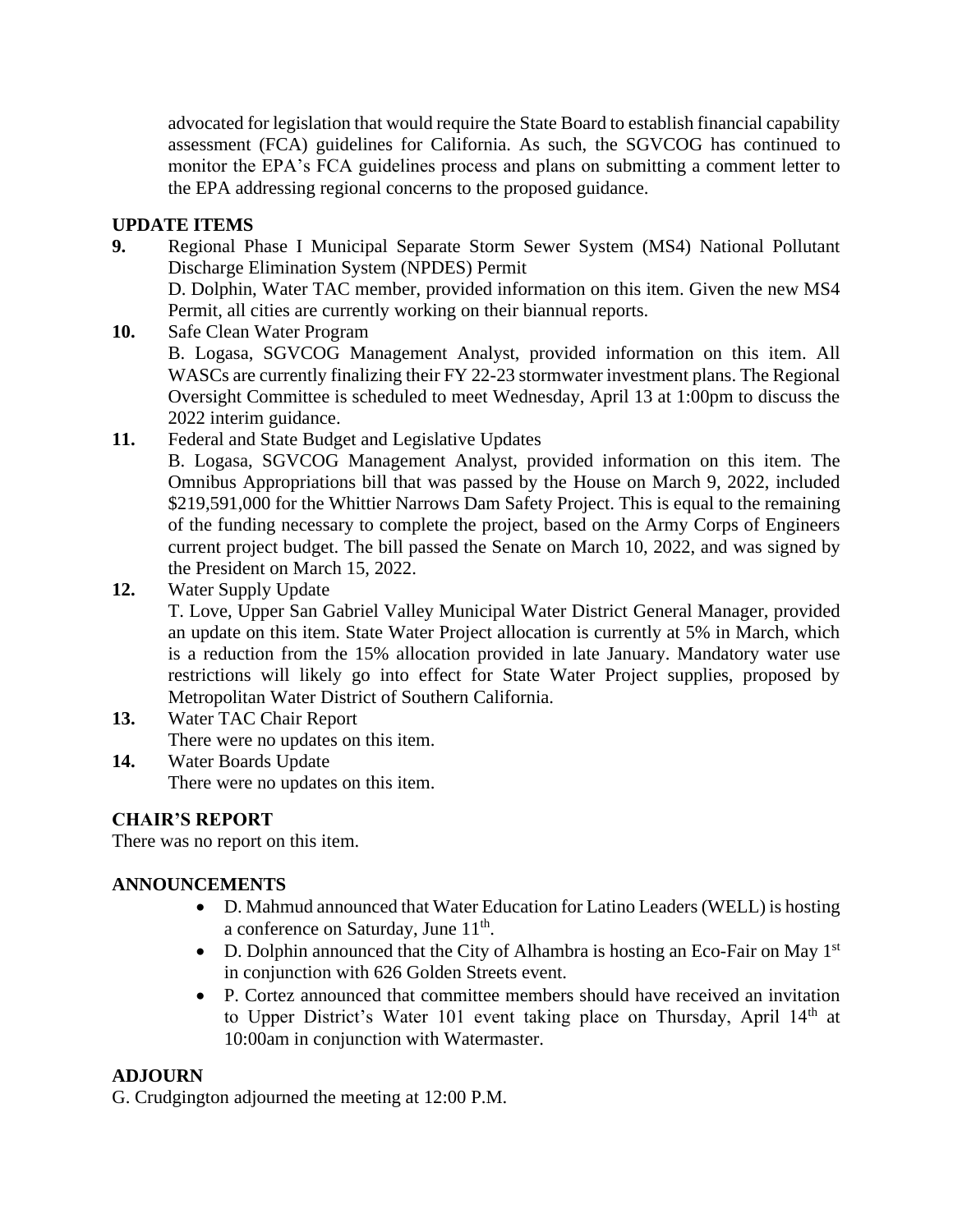advocated for legislation that would require the State Board to establish financial capability assessment (FCA) guidelines for California. As such, the SGVCOG has continued to monitor the EPA's FCA guidelines process and plans on submitting a comment letter to the EPA addressing regional concerns to the proposed guidance.

**UPDATE ITEMS**

**9.** Regional Phase I Municipal Separate Storm Sewer System (MS4) National Pollutant Discharge Elimination System (NPDES) Permit
D. Dolphin, Water TAC member, provided information on this item. Given the new MS4 Permit, all cities are currently working on their biannual reports.

**10.** Safe Clean Water Program
B. Logasa, SGVCOG Management Analyst, provided information on this item. All WASCs are currently finalizing their FY 22-23 stormwater investment plans. The Regional Oversight Committee is scheduled to meet Wednesday, April 13 at 1:00pm to discuss the 2022 interim guidance.

**11.** Federal and State Budget and Legislative Updates
B. Logasa, SGVCOG Management Analyst, provided information on this item. The Omnibus Appropriations bill that was passed by the House on March 9, 2022, included $219,591,000 for the Whittier Narrows Dam Safety Project. This is equal to the remaining of the funding necessary to complete the project, based on the Army Corps of Engineers current project budget. The bill passed the Senate on March 10, 2022, and was signed by the President on March 15, 2022.

**12.** Water Supply Update
T. Love, Upper San Gabriel Valley Municipal Water District General Manager, provided an update on this item. State Water Project allocation is currently at 5% in March, which is a reduction from the 15% allocation provided in late January. Mandatory water use restrictions will likely go into effect for State Water Project supplies, proposed by Metropolitan Water District of Southern California.

**13.** Water TAC Chair Report
There were no updates on this item.

**14.** Water Boards Update
There were no updates on this item.

**CHAIR'S REPORT**

There was no report on this item.

**ANNOUNCEMENTS**

- D. Mahmud announced that Water Education for Latino Leaders (WELL) is hosting a conference on Saturday, June 11th.
- D. Dolphin announced that the City of Alhambra is hosting an Eco-Fair on May 1st in conjunction with 626 Golden Streets event.
- P. Cortez announced that committee members should have received an invitation to Upper District's Water 101 event taking place on Thursday, April 14th at 10:00am in conjunction with Watermaster.

**ADJOURN**

G. Crudgington adjourned the meeting at 12:00 P.M.